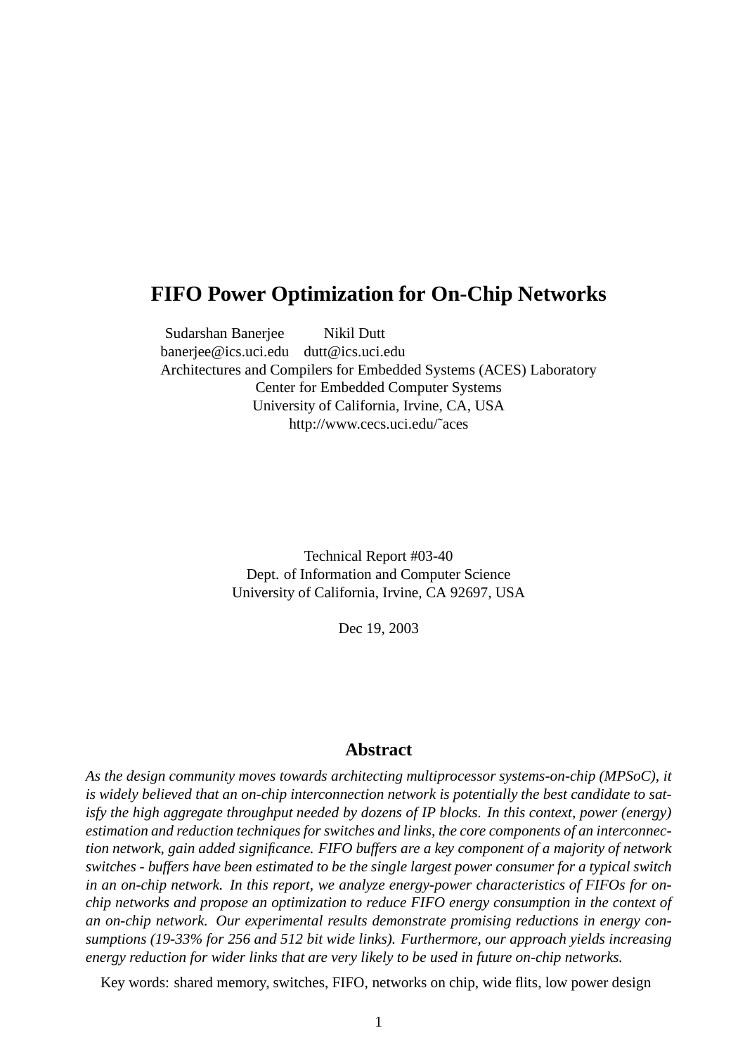# FIFO Power Optimization for On-Chip Networks

Sudarshan Banerjee  Nikil Dutt
banerjee@ics.uci.edu  dutt@ics.uci.edu
Architectures and Compilers for Embedded Systems (ACES) Laboratory
Center for Embedded Computer Systems
University of California, Irvine, CA, USA
http://www.cecs.uci.edu/~aces

Technical Report #03-40
Dept. of Information and Computer Science
University of California, Irvine, CA 92697, USA

Dec 19, 2003

## Abstract

*As the design community moves towards architecting multiprocessor systems-on-chip (MPSoC), it is widely believed that an on-chip interconnection network is potentially the best candidate to satisfy the high aggregate throughput needed by dozens of IP blocks. In this context, power (energy) estimation and reduction techniques for switches and links, the core components of an interconnection network, gain added significance. FIFO buffers are a key component of a majority of network switches - buffers have been estimated to be the single largest power consumer for a typical switch in an on-chip network. In this report, we analyze energy-power characteristics of FIFOs for on-chip networks and propose an optimization to reduce FIFO energy consumption in the context of an on-chip network. Our experimental results demonstrate promising reductions in energy consumptions (19-33% for 256 and 512 bit wide links). Furthermore, our approach yields increasing energy reduction for wider links that are very likely to be used in future on-chip networks.*

Key words: shared memory, switches, FIFO, networks on chip, wide flits, low power design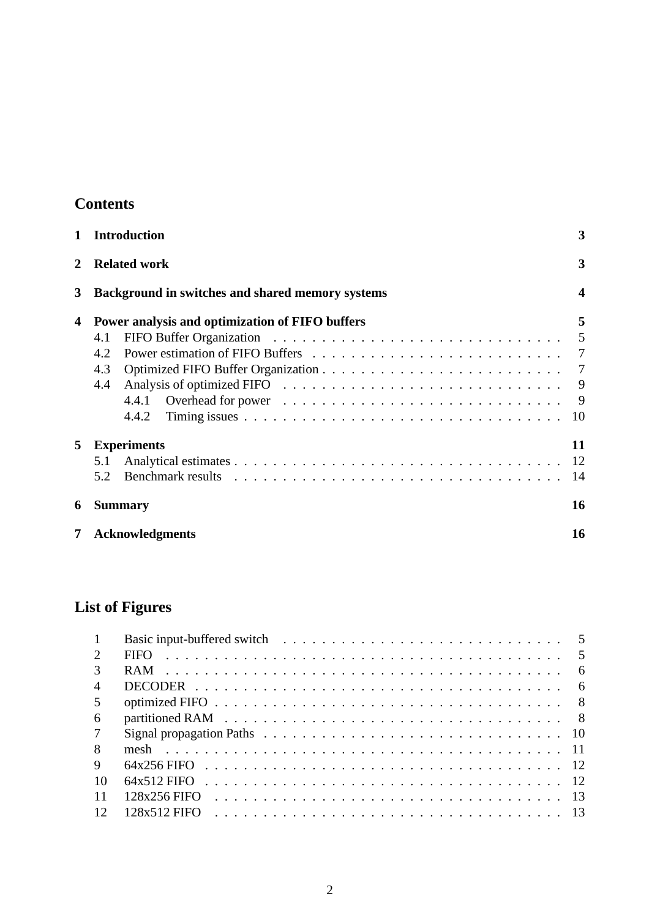## Contents

**1 Introduction** **3**

**2 Related work** **3**

**3 Background in switches and shared memory systems** **4**

**4 Power analysis and optimization of FIFO buffers** **5**

- 4.1 FIFO Buffer Organization . . . . . 5
- 4.2 Power estimation of FIFO Buffers . . . . . 7
- 4.3 Optimized FIFO Buffer Organization . . . . . 7
- 4.4 Analysis of optimized FIFO . . . . . 9
  - 4.4.1 Overhead for power . . . . . 9
  - 4.4.2 Timing issues . . . . . 10

**5 Experiments** **11**

- 5.1 Analytical estimates . . . . . 12
- 5.2 Benchmark results . . . . . 14

**6 Summary** **16**

**7 Acknowledgments** **16**

## List of Figures

1. Basic input-buffered switch . . . . . 5
2. FIFO . . . . . 5
3. RAM . . . . . 6
4. DECODER . . . . . 6
5. optimized FIFO . . . . . 8
6. partitioned RAM . . . . . 8
7. Signal propagation Paths . . . . . 10
8. mesh . . . . . 11
9. 64x256 FIFO . . . . . 12
10. 64x512 FIFO . . . . . 12
11. 128x256 FIFO . . . . . 13
12. 128x512 FIFO . . . . . 13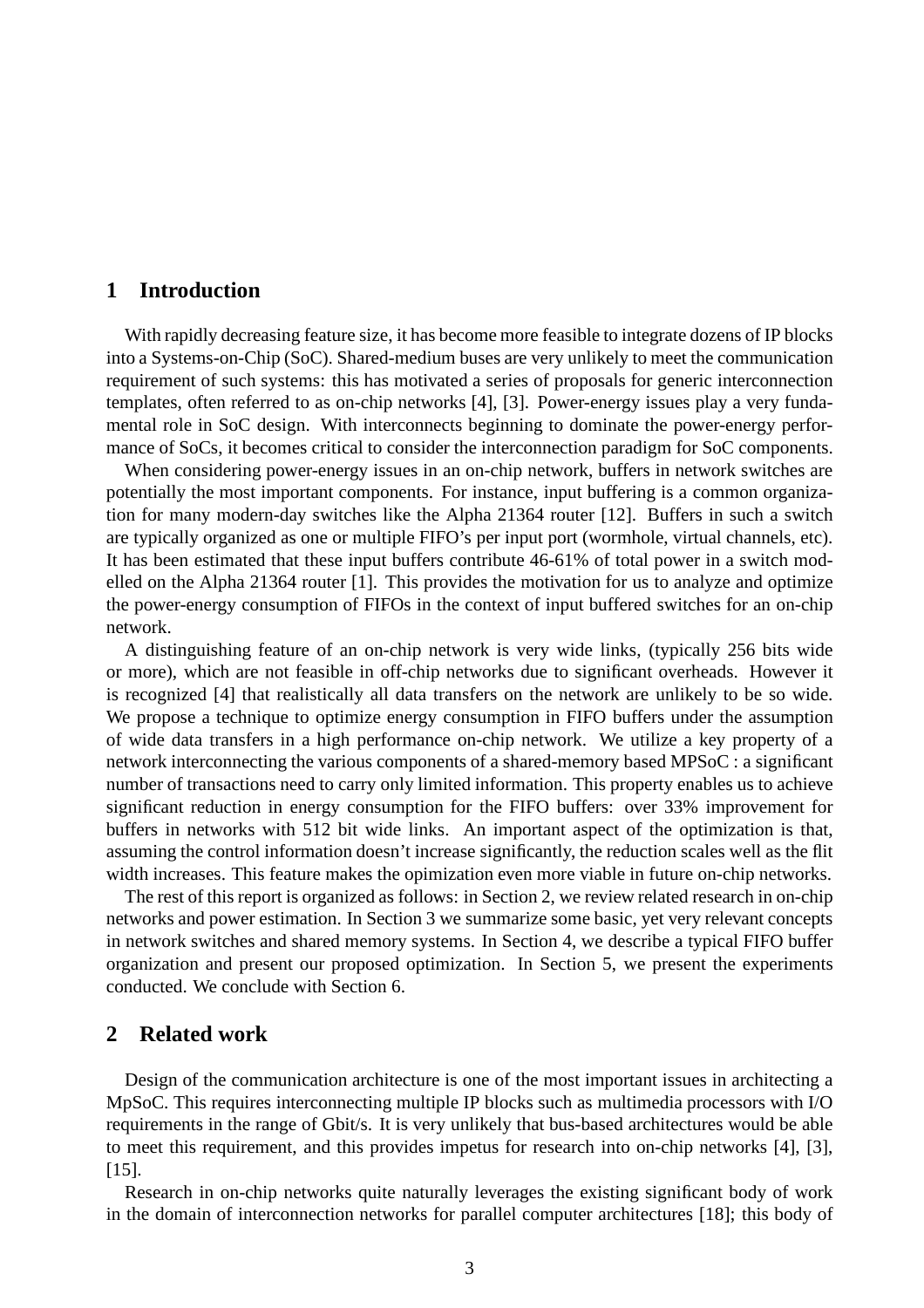## 1 Introduction

With rapidly decreasing feature size, it has become more feasible to integrate dozens of IP blocks into a Systems-on-Chip (SoC). Shared-medium buses are very unlikely to meet the communication requirement of such systems: this has motivated a series of proposals for generic interconnection templates, often referred to as on-chip networks [4], [3]. Power-energy issues play a very fundamental role in SoC design. With interconnects beginning to dominate the power-energy performance of SoCs, it becomes critical to consider the interconnection paradigm for SoC components.

When considering power-energy issues in an on-chip network, buffers in network switches are potentially the most important components. For instance, input buffering is a common organization for many modern-day switches like the Alpha 21364 router [12]. Buffers in such a switch are typically organized as one or multiple FIFO's per input port (wormhole, virtual channels, etc). It has been estimated that these input buffers contribute 46-61% of total power in a switch modelled on the Alpha 21364 router [1]. This provides the motivation for us to analyze and optimize the power-energy consumption of FIFOs in the context of input buffered switches for an on-chip network.

A distinguishing feature of an on-chip network is very wide links, (typically 256 bits wide or more), which are not feasible in off-chip networks due to significant overheads. However it is recognized [4] that realistically all data transfers on the network are unlikely to be so wide. We propose a technique to optimize energy consumption in FIFO buffers under the assumption of wide data transfers in a high performance on-chip network. We utilize a key property of a network interconnecting the various components of a shared-memory based MPSoC : a significant number of transactions need to carry only limited information. This property enables us to achieve significant reduction in energy consumption for the FIFO buffers: over 33% improvement for buffers in networks with 512 bit wide links. An important aspect of the optimization is that, assuming the control information doesn't increase significantly, the reduction scales well as the flit width increases. This feature makes the opimization even more viable in future on-chip networks.

The rest of this report is organized as follows: in Section 2, we review related research in on-chip networks and power estimation. In Section 3 we summarize some basic, yet very relevant concepts in network switches and shared memory systems. In Section 4, we describe a typical FIFO buffer organization and present our proposed optimization. In Section 5, we present the experiments conducted. We conclude with Section 6.

## 2 Related work

Design of the communication architecture is one of the most important issues in architecting a MpSoC. This requires interconnecting multiple IP blocks such as multimedia processors with I/O requirements in the range of Gbit/s. It is very unlikely that bus-based architectures would be able to meet this requirement, and this provides impetus for research into on-chip networks [4], [3], [15].

Research in on-chip networks quite naturally leverages the existing significant body of work in the domain of interconnection networks for parallel computer architectures [18]; this body of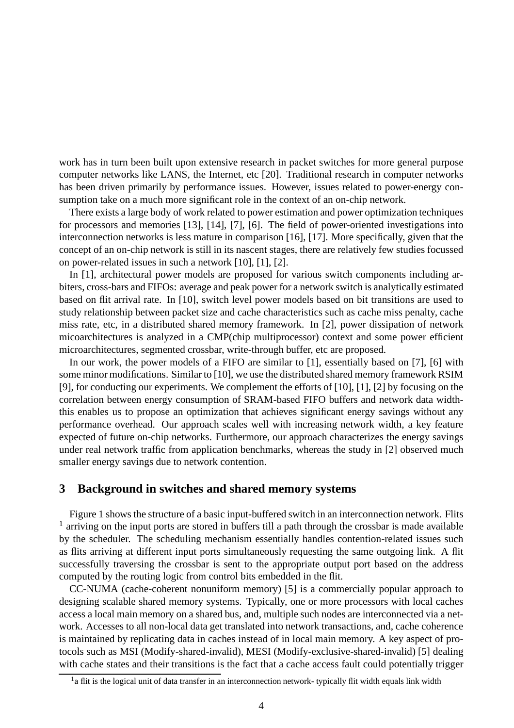work has in turn been built upon extensive research in packet switches for more general purpose computer networks like LANS, the Internet, etc [20]. Traditional research in computer networks has been driven primarily by performance issues. However, issues related to power-energy consumption take on a much more significant role in the context of an on-chip network.

There exists a large body of work related to power estimation and power optimization techniques for processors and memories [13], [14], [7], [6]. The field of power-oriented investigations into interconnection networks is less mature in comparison [16], [17]. More specifically, given that the concept of an on-chip network is still in its nascent stages, there are relatively few studies focussed on power-related issues in such a network [10], [1], [2].

In [1], architectural power models are proposed for various switch components including arbiters, cross-bars and FIFOs: average and peak power for a network switch is analytically estimated based on flit arrival rate. In [10], switch level power models based on bit transitions are used to study relationship between packet size and cache characteristics such as cache miss penalty, cache miss rate, etc, in a distributed shared memory framework. In [2], power dissipation of network micoarchitectures is analyzed in a CMP(chip multiprocessor) context and some power efficient microarchitectures, segmented crossbar, write-through buffer, etc are proposed.

In our work, the power models of a FIFO are similar to [1], essentially based on [7], [6] with some minor modifications. Similar to [10], we use the distributed shared memory framework RSIM [9], for conducting our experiments. We complement the efforts of [10], [1], [2] by focusing on the correlation between energy consumption of SRAM-based FIFO buffers and network data width-this enables us to propose an optimization that achieves significant energy savings without any performance overhead. Our approach scales well with increasing network width, a key feature expected of future on-chip networks. Furthermore, our approach characterizes the energy savings under real network traffic from application benchmarks, whereas the study in [2] observed much smaller energy savings due to network contention.

## 3 Background in switches and shared memory systems

Figure 1 shows the structure of a basic input-buffered switch in an interconnection network. Flits [1] arriving on the input ports are stored in buffers till a path through the crossbar is made available by the scheduler. The scheduling mechanism essentially handles contention-related issues such as flits arriving at different input ports simultaneously requesting the same outgoing link. A flit successfully traversing the crossbar is sent to the appropriate output port based on the address computed by the routing logic from control bits embedded in the flit.

CC-NUMA (cache-coherent nonuniform memory) [5] is a commercially popular approach to designing scalable shared memory systems. Typically, one or more processors with local caches access a local main memory on a shared bus, and, multiple such nodes are interconnected via a network. Accesses to all non-local data get translated into network transactions, and, cache coherence is maintained by replicating data in caches instead of in local main memory. A key aspect of protocols such as MSI (Modify-shared-invalid), MESI (Modify-exclusive-shared-invalid) [5] dealing with cache states and their transitions is the fact that a cache access fault could potentially trigger

[1] a flit is the logical unit of data transfer in an interconnection network- typically flit width equals link width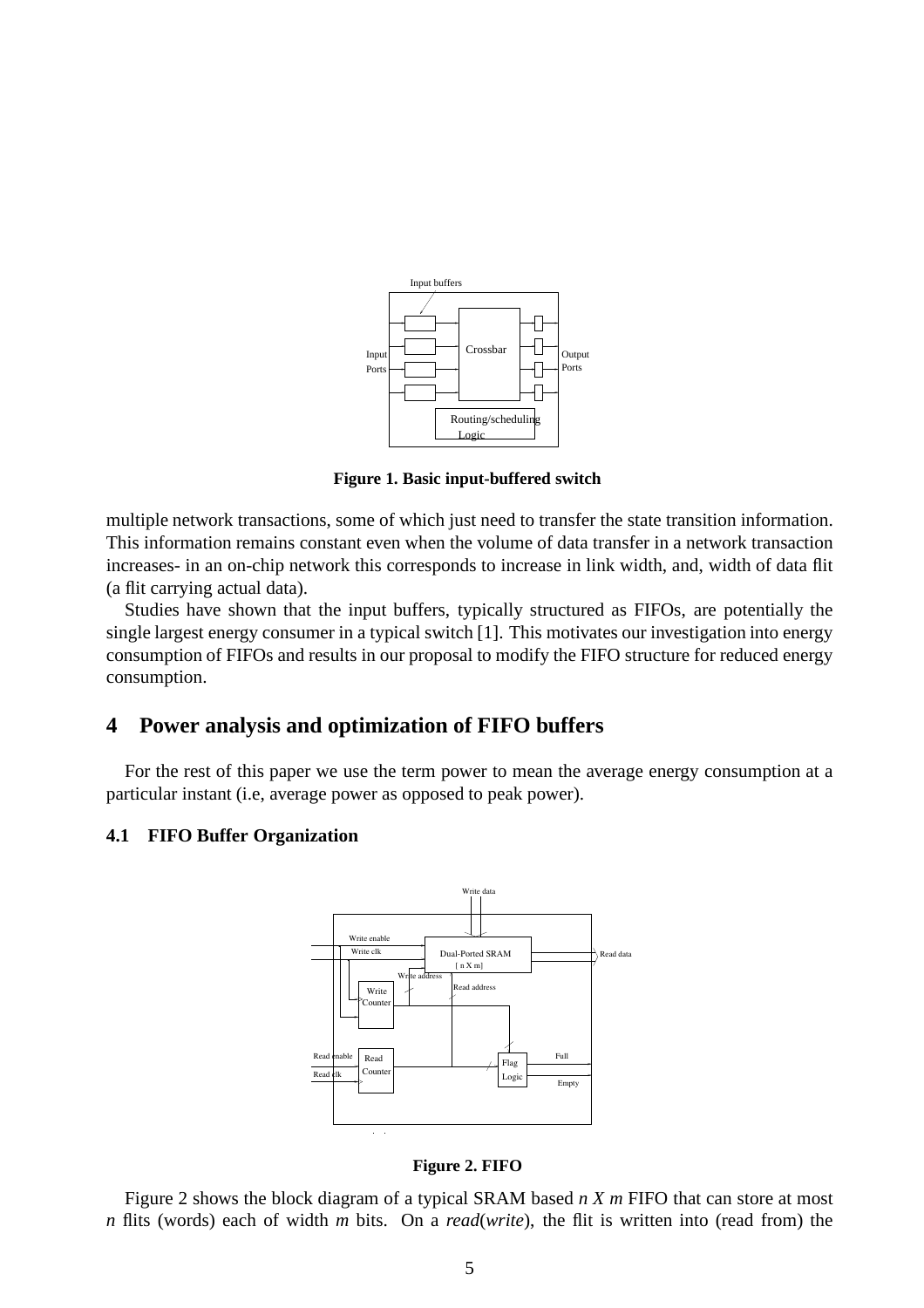**Figure 1. Basic input-buffered switch**

multiple network transactions, some of which just need to transfer the state transition information. This information remains constant even when the volume of data transfer in a network transaction increases- in an on-chip network this corresponds to increase in link width, and, width of data flit (a flit carrying actual data).

Studies have shown that the input buffers, typically structured as FIFOs, are potentially the single largest energy consumer in a typical switch [1]. This motivates our investigation into energy consumption of FIFOs and results in our proposal to modify the FIFO structure for reduced energy consumption.

## 4 Power analysis and optimization of FIFO buffers

For the rest of this paper we use the term power to mean the average energy consumption at a particular instant (i.e, average power as opposed to peak power).

### 4.1 FIFO Buffer Organization

**Figure 2. FIFO**

Figure 2 shows the block diagram of a typical SRAM based *n X m* FIFO that can store at most *n* flits (words) each of width *m* bits. On a *read*(*write*), the flit is written into (read from) the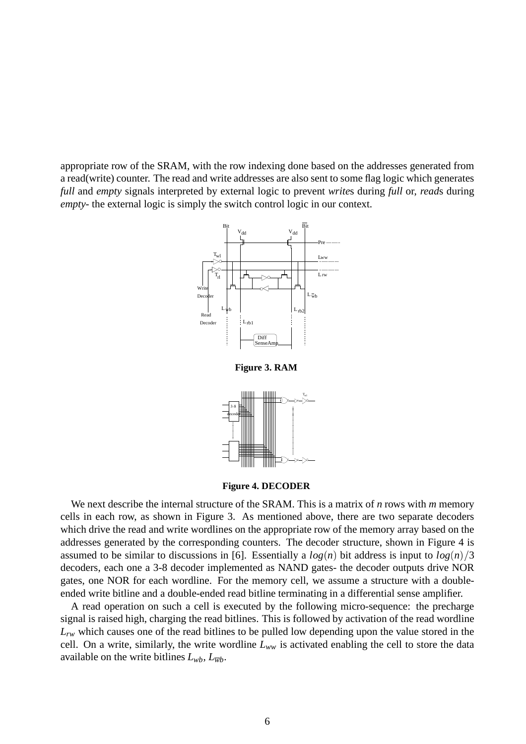appropriate row of the SRAM, with the row indexing done based on the addresses generated from a read(write) counter. The read and write addresses are also sent to some flag logic which generates *full* and *empty* signals interpreted by external logic to prevent *write*s during *full* or, *read*s during *empty*- the external logic is simply the switch control logic in our context.

**Figure 3. RAM**

**Figure 4. DECODER**

We next describe the internal structure of the SRAM. This is a matrix of $n$ rows with $m$ memory cells in each row, as shown in Figure 3. As mentioned above, there are two separate decoders which drive the read and write wordlines on the appropriate row of the memory array based on the addresses generated by the corresponding counters. The decoder structure, shown in Figure 4 is assumed to be similar to discussions in [6]. Essentially a $log(n)$ bit address is input to $log(n)/3$ decoders, each one a 3-8 decoder implemented as NAND gates- the decoder outputs drive NOR gates, one NOR for each wordline. For the memory cell, we assume a structure with a double-ended write bitline and a double-ended read bitline terminating in a differential sense amplifier.

A read operation on such a cell is executed by the following micro-sequence: the precharge signal is raised high, charging the read bitlines. This is followed by activation of the read wordline $L_{rw}$ which causes one of the read bitlines to be pulled low depending upon the value stored in the cell. On a write, similarly, the write wordline $L_{ww}$ is activated enabling the cell to store the data available on the write bitlines $L_{wb}$, $L_{\overline{wb}}$.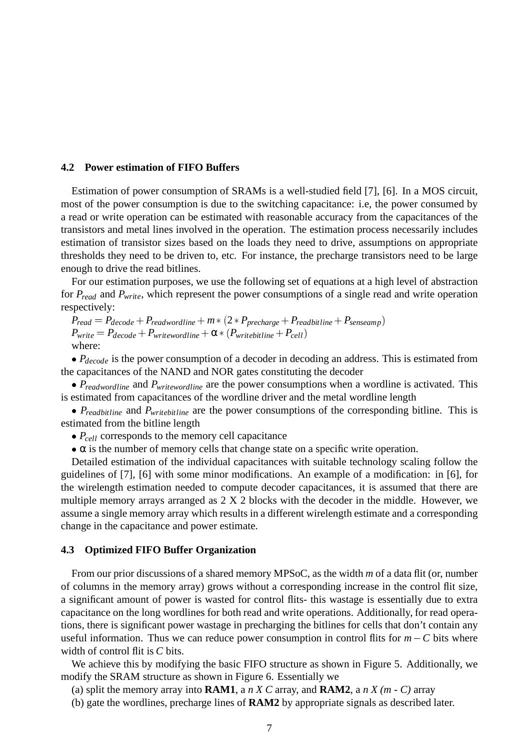### 4.2 Power estimation of FIFO Buffers

Estimation of power consumption of SRAMs is a well-studied field [7], [6]. In a MOS circuit, most of the power consumption is due to the switching capacitance: i.e, the power consumed by a read or write operation can be estimated with reasonable accuracy from the capacitances of the transistors and metal lines involved in the operation. The estimation process necessarily includes estimation of transistor sizes based on the loads they need to drive, assumptions on appropriate thresholds they need to be driven to, etc. For instance, the precharge transistors need to be large enough to drive the read bitlines.

For our estimation purposes, we use the following set of equations at a high level of abstraction for $P_{read}$ and $P_{write}$, which represent the power consumptions of a single read and write operation respectively:

$P_{read} = P_{decode} + P_{readwordline} + m * (2 * P_{precharge} + P_{readbitline} + P_{senseamp})$

$P_{write} = P_{decode} + P_{writewordline} + \alpha * (P_{writebitline} + P_{cell})$

where:

- $P_{decode}$ is the power consumption of a decoder in decoding an address. This is estimated from the capacitances of the NAND and NOR gates constituting the decoder
- $P_{readwordline}$ and $P_{writewordline}$ are the power consumptions when a wordline is activated. This is estimated from capacitances of the wordline driver and the metal wordline length
- $P_{readbitline}$ and $P_{writebitline}$ are the power consumptions of the corresponding bitline. This is estimated from the bitline length
- $P_{cell}$ corresponds to the memory cell capacitance
- $\alpha$ is the number of memory cells that change state on a specific write operation.

Detailed estimation of the individual capacitances with suitable technology scaling follow the guidelines of [7], [6] with some minor modifications. An example of a modification: in [6], for the wirelength estimation needed to compute decoder capacitances, it is assumed that there are multiple memory arrays arranged as 2 X 2 blocks with the decoder in the middle. However, we assume a single memory array which results in a different wirelength estimate and a corresponding change in the capacitance and power estimate.

### 4.3 Optimized FIFO Buffer Organization

From our prior discussions of a shared memory MPSoC, as the width $m$ of a data flit (or, number of columns in the memory array) grows without a corresponding increase in the control flit size, a significant amount of power is wasted for control flits- this wastage is essentially due to extra capacitance on the long wordlines for both read and write operations. Additionally, for read operations, there is significant power wastage in precharging the bitlines for cells that don't contain any useful information. Thus we can reduce power consumption in control flits for $m - C$ bits where width of control flit is $C$ bits.

We achieve this by modifying the basic FIFO structure as shown in Figure 5. Additionally, we modify the SRAM structure as shown in Figure 6. Essentially we

(a) split the memory array into **RAM1**, a *n X C* array, and **RAM2**, a *n X (m - C)* array

(b) gate the wordlines, precharge lines of **RAM2** by appropriate signals as described later.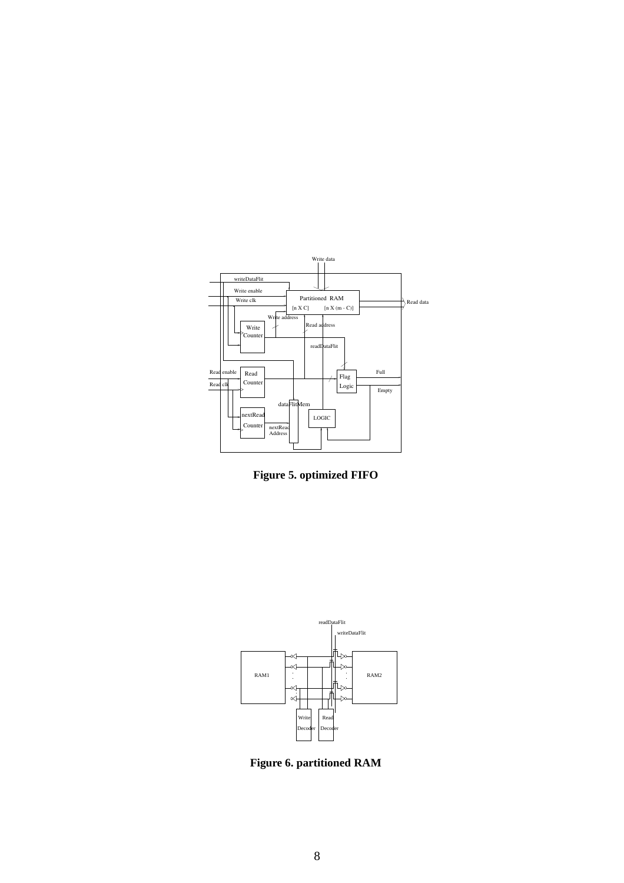**Figure 5. optimized FIFO**

**Figure 6. partitioned RAM**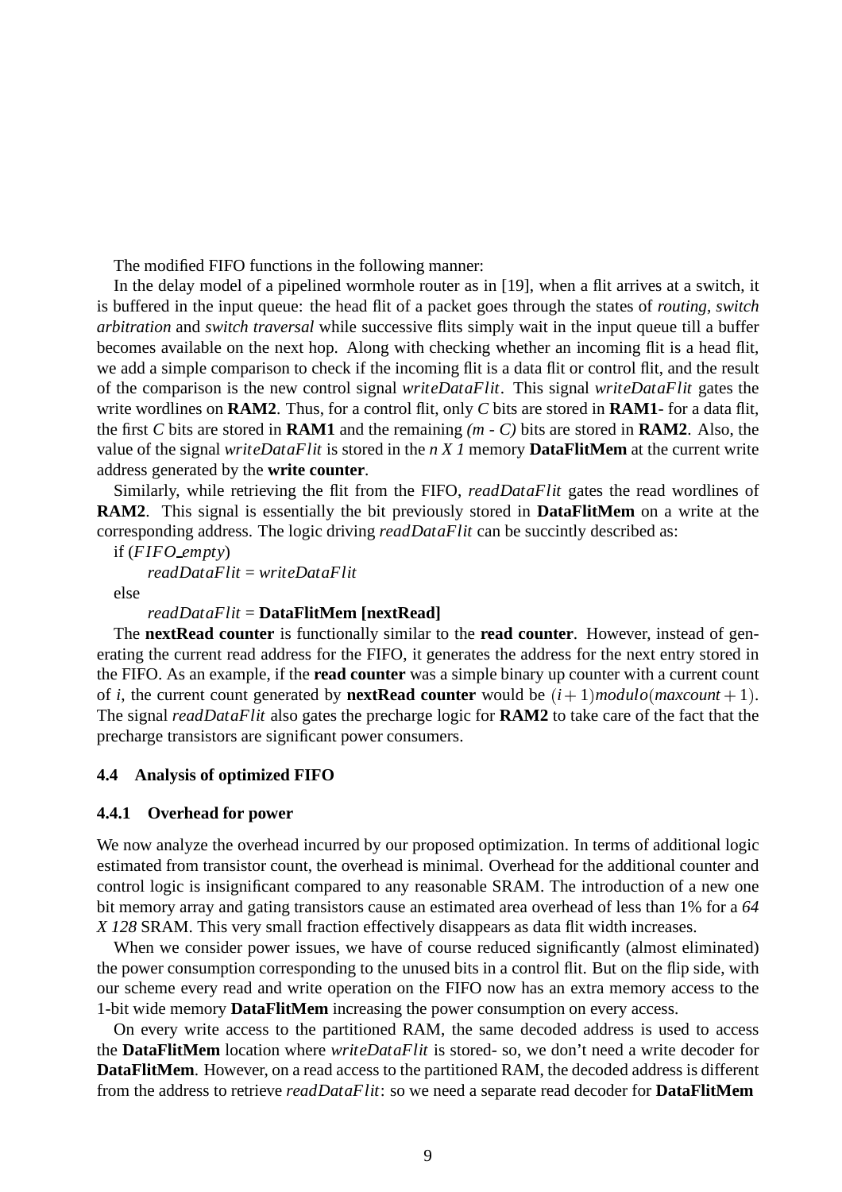The modified FIFO functions in the following manner:

In the delay model of a pipelined wormhole router as in [19], when a flit arrives at a switch, it is buffered in the input queue: the head flit of a packet goes through the states of *routing*, *switch arbitration* and *switch traversal* while successive flits simply wait in the input queue till a buffer becomes available on the next hop. Along with checking whether an incoming flit is a head flit, we add a simple comparison to check if the incoming flit is a data flit or control flit, and the result of the comparison is the new control signal *writeDataFlit*. This signal *writeDataFlit* gates the write wordlines on **RAM2**. Thus, for a control flit, only *C* bits are stored in **RAM1**- for a data flit, the first *C* bits are stored in **RAM1** and the remaining *(m - C)* bits are stored in **RAM2**. Also, the value of the signal *writeDataFlit* is stored in the *n X 1* memory **DataFlitMem** at the current write address generated by the **write counter**.

Similarly, while retrieving the flit from the FIFO, *readDataFlit* gates the read wordlines of **RAM2**. This signal is essentially the bit previously stored in **DataFlitMem** on a write at the corresponding address. The logic driving *readDataFlit* can be succintly described as:

if (*FIFO_empty*)

  *readDataFlit* = *writeDataFlit*

else

  *readDataFlit* = **DataFlitMem [nextRead]**

The **nextRead counter** is functionally similar to the **read counter**. However, instead of generating the current read address for the FIFO, it generates the address for the next entry stored in the FIFO. As an example, if the **read counter** was a simple binary up counter with a current count of *i*, the current count generated by **nextRead counter** would be $(i+1) modulo (maxcount+1)$. The signal *readDataFlit* also gates the precharge logic for **RAM2** to take care of the fact that the precharge transistors are significant power consumers.

### 4.4 Analysis of optimized FIFO

#### 4.4.1 Overhead for power

We now analyze the overhead incurred by our proposed optimization. In terms of additional logic estimated from transistor count, the overhead is minimal. Overhead for the additional counter and control logic is insignificant compared to any reasonable SRAM. The introduction of a new one bit memory array and gating transistors cause an estimated area overhead of less than 1% for a *64 X 128* SRAM. This very small fraction effectively disappears as data flit width increases.

When we consider power issues, we have of course reduced significantly (almost eliminated) the power consumption corresponding to the unused bits in a control flit. But on the flip side, with our scheme every read and write operation on the FIFO now has an extra memory access to the 1-bit wide memory **DataFlitMem** increasing the power consumption on every access.

On every write access to the partitioned RAM, the same decoded address is used to access the **DataFlitMem** location where *writeDataFlit* is stored- so, we don't need a write decoder for **DataFlitMem**. However, on a read access to the partitioned RAM, the decoded address is different from the address to retrieve *readDataFlit*: so we need a separate read decoder for **DataFlitMem**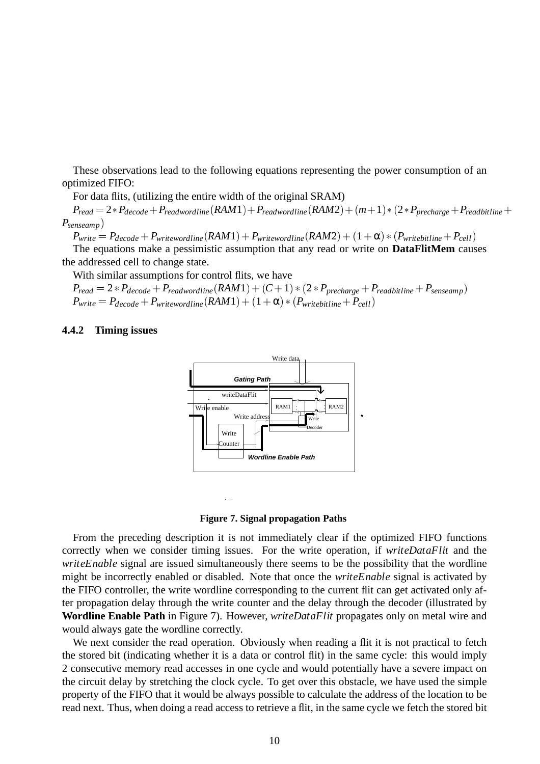These observations lead to the following equations representing the power consumption of an optimized FIFO:

For data flits, (utilizing the entire width of the original SRAM)

$P_{read} = 2 * P_{decode} + P_{readwordline}(RAM1) + P_{readwordline}(RAM2) + (m+1) * (2 * P_{precharge} + P_{readbitline} + P_{senseamp})$

$P_{write} = P_{decode} + P_{writewordline}(RAM1) + P_{writewordline}(RAM2) + (1+\alpha) * (P_{writebitline} + P_{cell})$

The equations make a pessimistic assumption that any read or write on **DataFlitMem** causes the addressed cell to change state.

With similar assumptions for control flits, we have

$P_{read} = 2 * P_{decode} + P_{readwordline}(RAM1) + (C+1) * (2 * P_{precharge} + P_{readbitline} + P_{senseamp})$

$P_{write} = P_{decode} + P_{writewordline}(RAM1) + (1+\alpha) * (P_{writebitline} + P_{cell})$

#### 4.4.2 Timing issues

**Figure 7. Signal propagation Paths**

From the preceding description it is not immediately clear if the optimized FIFO functions correctly when we consider timing issues. For the write operation, if *writeDataFlit* and the *writeEnable* signal are issued simultaneously there seems to be the possibility that the wordline might be incorrectly enabled or disabled. Note that once the *writeEnable* signal is activated by the FIFO controller, the write wordline corresponding to the current flit can get activated only after propagation delay through the write counter and the delay through the decoder (illustrated by **Wordline Enable Path** in Figure 7). However, *writeDataFlit* propagates only on metal wire and would always gate the wordline correctly.

We next consider the read operation. Obviously when reading a flit it is not practical to fetch the stored bit (indicating whether it is a data or control flit) in the same cycle: this would imply 2 consecutive memory read accesses in one cycle and would potentially have a severe impact on the circuit delay by stretching the clock cycle. To get over this obstacle, we have used the simple property of the FIFO that it would be always possible to calculate the address of the location to be read next. Thus, when doing a read access to retrieve a flit, in the same cycle we fetch the stored bit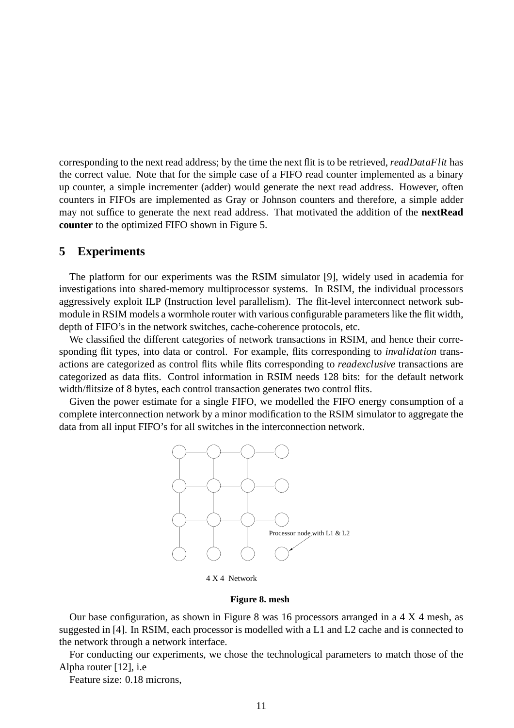corresponding to the next read address; by the time the next flit is to be retrieved, *readDataFlit* has the correct value. Note that for the simple case of a FIFO read counter implemented as a binary up counter, a simple incrementer (adder) would generate the next read address. However, often counters in FIFOs are implemented as Gray or Johnson counters and therefore, a simple adder may not suffice to generate the next read address. That motivated the addition of the **nextRead counter** to the optimized FIFO shown in Figure 5.

## 5 Experiments

The platform for our experiments was the RSIM simulator [9], widely used in academia for investigations into shared-memory multiprocessor systems. In RSIM, the individual processors aggressively exploit ILP (Instruction level parallelism). The flit-level interconnect network sub-module in RSIM models a wormhole router with various configurable parameters like the flit width, depth of FIFO's in the network switches, cache-coherence protocols, etc.

We classified the different categories of network transactions in RSIM, and hence their corresponding flit types, into data or control. For example, flits corresponding to *invalidation* transactions are categorized as control flits while flits corresponding to *readexclusive* transactions are categorized as data flits. Control information in RSIM needs 128 bits: for the default network width/flitsize of 8 bytes, each control transaction generates two control flits.

Given the power estimate for a single FIFO, we modelled the FIFO energy consumption of a complete interconnection network by a minor modification to the RSIM simulator to aggregate the data from all input FIFO's for all switches in the interconnection network.

Processor node with L1 & L2

4 X 4 Network

**Figure 8. mesh**

Our base configuration, as shown in Figure 8 was 16 processors arranged in a 4 X 4 mesh, as suggested in [4]. In RSIM, each processor is modelled with a L1 and L2 cache and is connected to the network through a network interface.

For conducting our experiments, we chose the technological parameters to match those of the Alpha router [12], i.e

Feature size: 0.18 microns,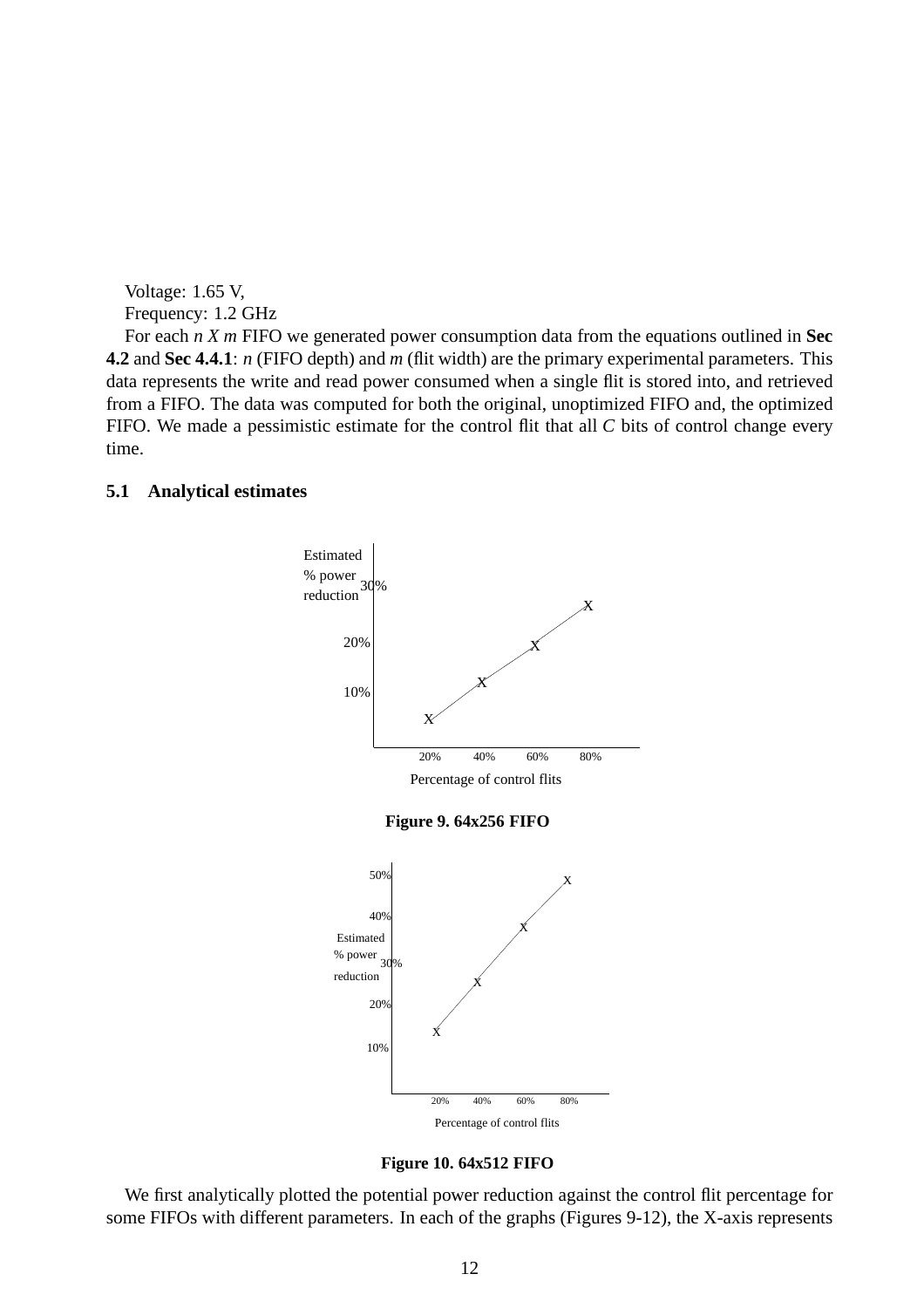Voltage: 1.65 V,

Frequency: 1.2 GHz

For each *n X m* FIFO we generated power consumption data from the equations outlined in **Sec 4.2** and **Sec 4.4.1**: *n* (FIFO depth) and *m* (flit width) are the primary experimental parameters. This data represents the write and read power consumed when a single flit is stored into, and retrieved from a FIFO. The data was computed for both the original, unoptimized FIFO and, the optimized FIFO. We made a pessimistic estimate for the control flit that all *C* bits of control change every time.

### 5.1 Analytical estimates

Estimated % power reduction

30%

20%

10%

20% 40% 60% 80%

Percentage of control flits

**Figure 9. 64x256 FIFO**

50%

40%

Estimated % power reduction 30%

20%

10%

20% 40% 60% 80%

Percentage of control flits

**Figure 10. 64x512 FIFO**

We first analytically plotted the potential power reduction against the control flit percentage for some FIFOs with different parameters. In each of the graphs (Figures 9-12), the X-axis represents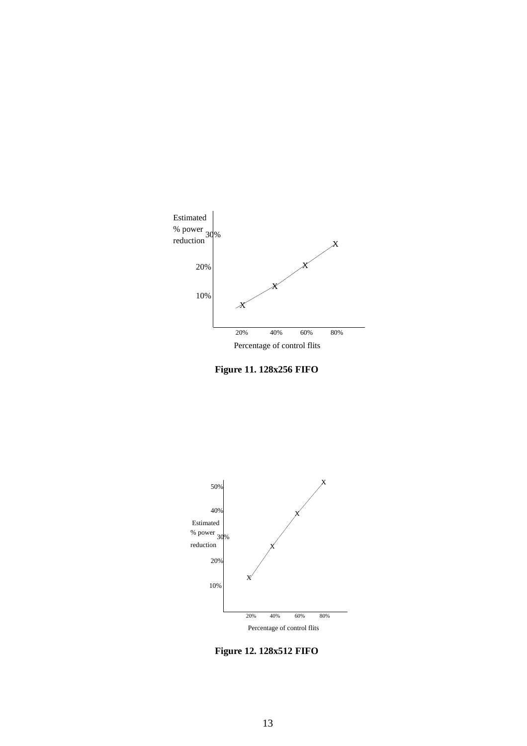Estimated % power reduction

30%

20%

10%

20% 40% 60% 80%

Percentage of control flits

**Figure 11. 128x256 FIFO**

50%

40%

Estimated % power reduction 30%

20%

10%

20% 40% 60% 80%

Percentage of control flits

**Figure 12. 128x512 FIFO**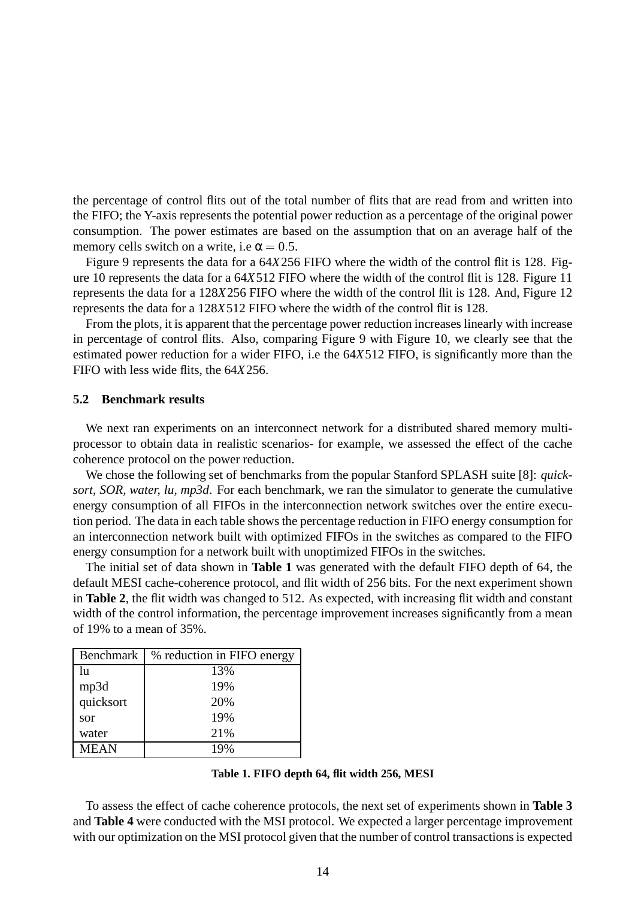the percentage of control flits out of the total number of flits that are read from and written into the FIFO; the Y-axis represents the potential power reduction as a percentage of the original power consumption. The power estimates are based on the assumption that on an average half of the memory cells switch on a write, i.e $\alpha = 0.5$.

Figure 9 represents the data for a $64X256$ FIFO where the width of the control flit is 128. Figure 10 represents the data for a $64X512$ FIFO where the width of the control flit is 128. Figure 11 represents the data for a $128X256$ FIFO where the width of the control flit is 128. And, Figure 12 represents the data for a $128X512$ FIFO where the width of the control flit is 128.

From the plots, it is apparent that the percentage power reduction increases linearly with increase in percentage of control flits. Also, comparing Figure 9 with Figure 10, we clearly see that the estimated power reduction for a wider FIFO, i.e the $64X512$ FIFO, is significantly more than the FIFO with less wide flits, the $64X256$.

### 5.2 Benchmark results

We next ran experiments on an interconnect network for a distributed shared memory multiprocessor to obtain data in realistic scenarios- for example, we assessed the effect of the cache coherence protocol on the power reduction.

We chose the following set of benchmarks from the popular Stanford SPLASH suite [8]: *quicksort, SOR, water, lu, mp3d*. For each benchmark, we ran the simulator to generate the cumulative energy consumption of all FIFOs in the interconnection network switches over the entire execution period. The data in each table shows the percentage reduction in FIFO energy consumption for an interconnection network built with optimized FIFOs in the switches as compared to the FIFO energy consumption for a network built with unoptimized FIFOs in the switches.

The initial set of data shown in **Table 1** was generated with the default FIFO depth of 64, the default MESI cache-coherence protocol, and flit width of 256 bits. For the next experiment shown in **Table 2**, the flit width was changed to 512. As expected, with increasing flit width and constant width of the control information, the percentage improvement increases significantly from a mean of 19% to a mean of 35%.

| Benchmark | % reduction in FIFO energy |
|---|---|
| lu | 13% |
| mp3d | 19% |
| quicksort | 20% |
| sor | 19% |
| water | 21% |
| MEAN | 19% |

**Table 1. FIFO depth 64, flit width 256, MESI**

To assess the effect of cache coherence protocols, the next set of experiments shown in **Table 3** and **Table 4** were conducted with the MSI protocol. We expected a larger percentage improvement with our optimization on the MSI protocol given that the number of control transactions is expected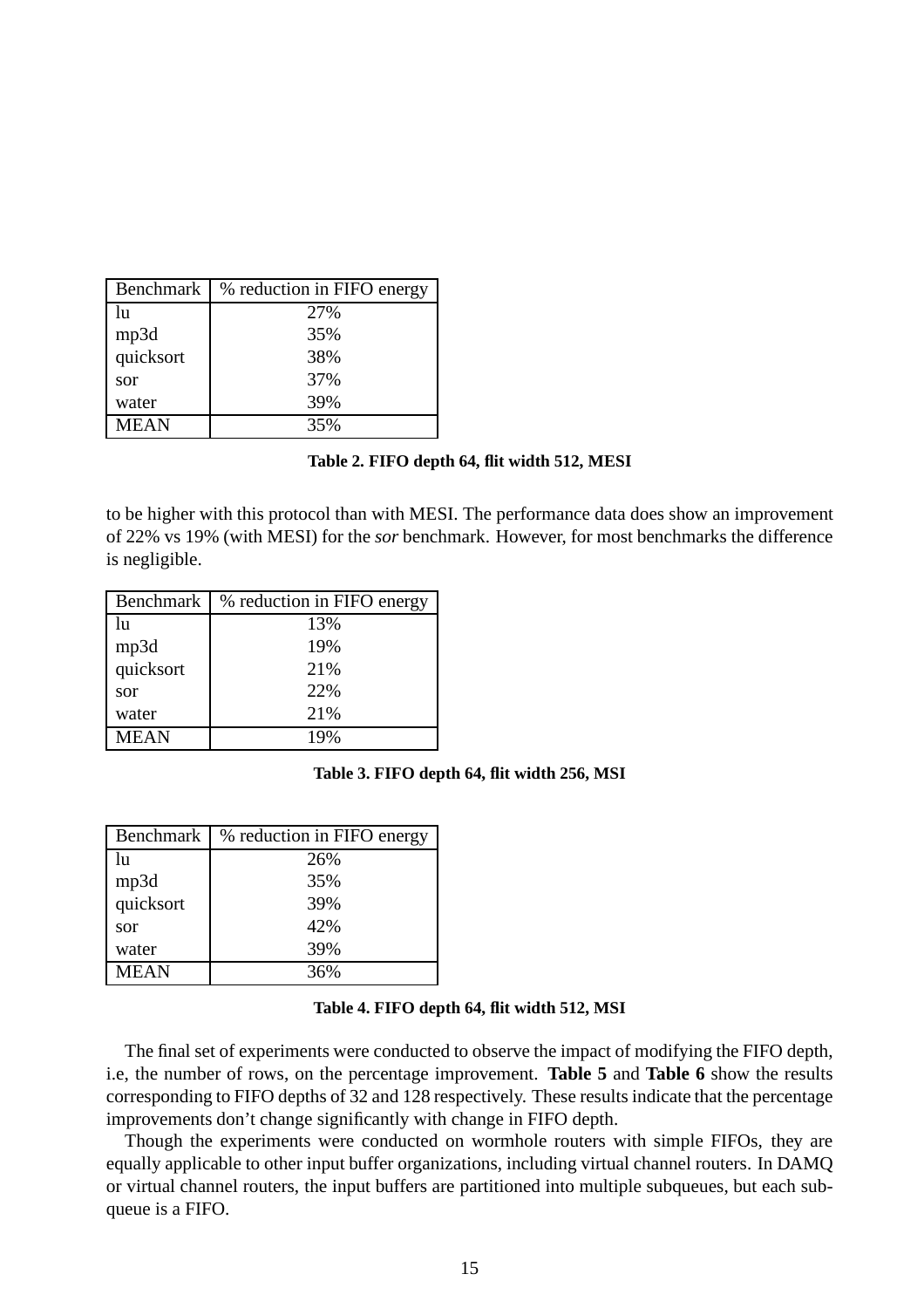| Benchmark | % reduction in FIFO energy |
| --- | --- |
| lu | 27% |
| mp3d | 35% |
| quicksort | 38% |
| sor | 37% |
| water | 39% |
| MEAN | 35% |

**Table 2. FIFO depth 64, flit width 512, MESI**

to be higher with this protocol than with MESI. The performance data does show an improvement of 22% vs 19% (with MESI) for the *sor* benchmark. However, for most benchmarks the difference is negligible.

| Benchmark | % reduction in FIFO energy |
| --- | --- |
| lu | 13% |
| mp3d | 19% |
| quicksort | 21% |
| sor | 22% |
| water | 21% |
| MEAN | 19% |

**Table 3. FIFO depth 64, flit width 256, MSI**

| Benchmark | % reduction in FIFO energy |
| --- | --- |
| lu | 26% |
| mp3d | 35% |
| quicksort | 39% |
| sor | 42% |
| water | 39% |
| MEAN | 36% |

**Table 4. FIFO depth 64, flit width 512, MSI**

The final set of experiments were conducted to observe the impact of modifying the FIFO depth, i.e, the number of rows, on the percentage improvement. **Table 5** and **Table 6** show the results corresponding to FIFO depths of 32 and 128 respectively. These results indicate that the percentage improvements don't change significantly with change in FIFO depth.

Though the experiments were conducted on wormhole routers with simple FIFOs, they are equally applicable to other input buffer organizations, including virtual channel routers. In DAMQ or virtual channel routers, the input buffers are partitioned into multiple subqueues, but each subqueue is a FIFO.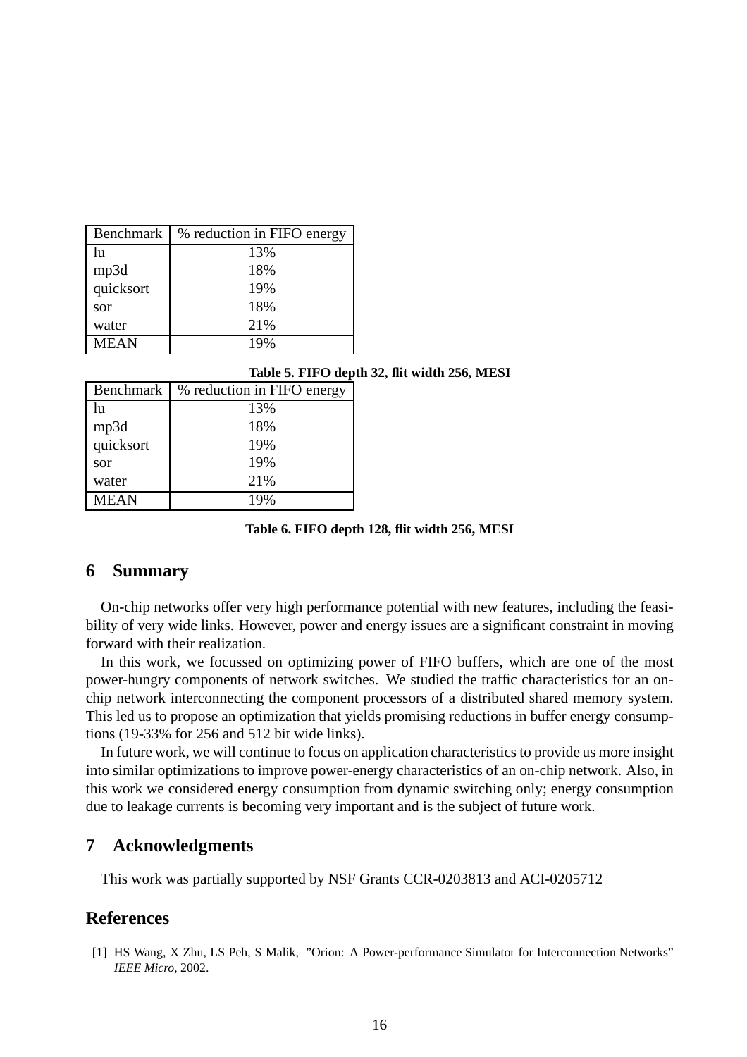| Benchmark | % reduction in FIFO energy |
|---|---|
| lu | 13% |
| mp3d | 18% |
| quicksort | 19% |
| sor | 18% |
| water | 21% |
| MEAN | 19% |

**Table 5. FIFO depth 32, flit width 256, MESI**

| Benchmark | % reduction in FIFO energy |
|---|---|
| lu | 13% |
| mp3d | 18% |
| quicksort | 19% |
| sor | 19% |
| water | 21% |
| MEAN | 19% |

**Table 6. FIFO depth 128, flit width 256, MESI**

## 6 Summary

On-chip networks offer very high performance potential with new features, including the feasibility of very wide links. However, power and energy issues are a significant constraint in moving forward with their realization.

In this work, we focussed on optimizing power of FIFO buffers, which are one of the most power-hungry components of network switches. We studied the traffic characteristics for an on-chip network interconnecting the component processors of a distributed shared memory system. This led us to propose an optimization that yields promising reductions in buffer energy consumptions (19-33% for 256 and 512 bit wide links).

In future work, we will continue to focus on application characteristics to provide us more insight into similar optimizations to improve power-energy characteristics of an on-chip network. Also, in this work we considered energy consumption from dynamic switching only; energy consumption due to leakage currents is becoming very important and is the subject of future work.

## 7 Acknowledgments

This work was partially supported by NSF Grants CCR-0203813 and ACI-0205712

## References

[1] HS Wang, X Zhu, LS Peh, S Malik, "Orion: A Power-performance Simulator for Interconnection Networks" *IEEE Micro*, 2002.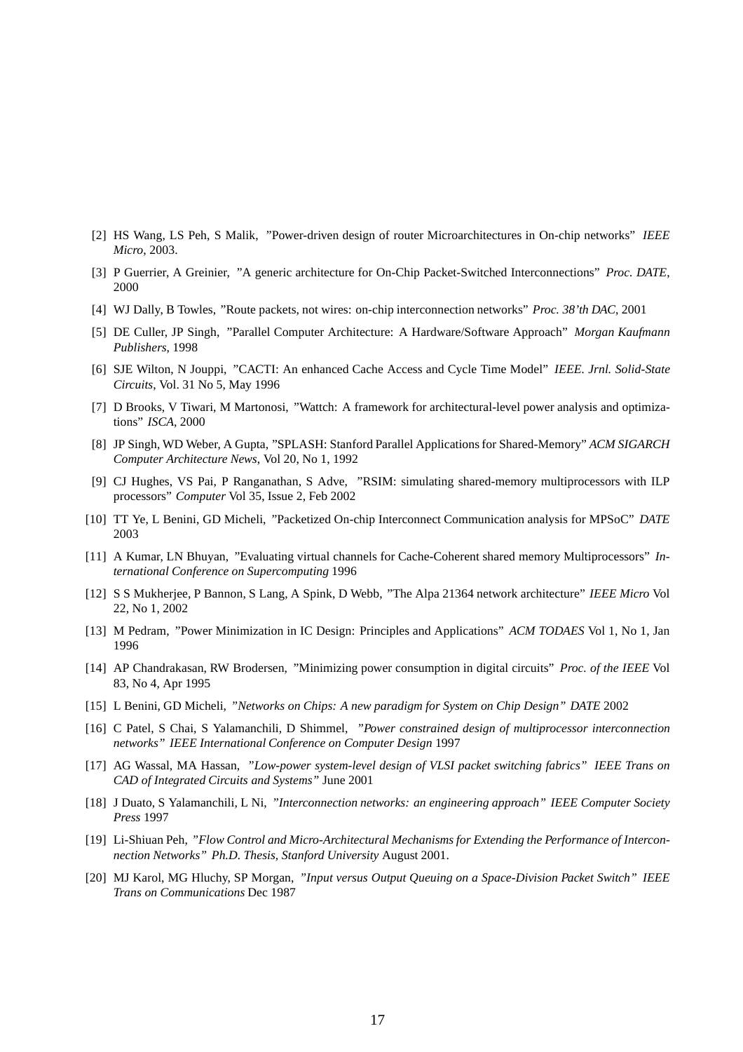[2] HS Wang, LS Peh, S Malik, "Power-driven design of router Microarchitectures in On-chip networks" *IEEE Micro*, 2003.

[3] P Guerrier, A Greinier, "A generic architecture for On-Chip Packet-Switched Interconnections" *Proc. DATE*, 2000

[4] WJ Dally, B Towles, "Route packets, not wires: on-chip interconnection networks" *Proc. 38'th DAC*, 2001

[5] DE Culler, JP Singh, "Parallel Computer Architecture: A Hardware/Software Approach" *Morgan Kaufmann Publishers*, 1998

[6] SJE Wilton, N Jouppi, "CACTI: An enhanced Cache Access and Cycle Time Model" *IEEE. Jrnl. Solid-State Circuits*, Vol. 31 No 5, May 1996

[7] D Brooks, V Tiwari, M Martonosi, "Wattch: A framework for architectural-level power analysis and optimizations" *ISCA*, 2000

[8] JP Singh, WD Weber, A Gupta, "SPLASH: Stanford Parallel Applications for Shared-Memory" *ACM SIGARCH Computer Architecture News*, Vol 20, No 1, 1992

[9] CJ Hughes, VS Pai, P Ranganathan, S Adve, "RSIM: simulating shared-memory multiprocessors with ILP processors" *Computer* Vol 35, Issue 2, Feb 2002

[10] TT Ye, L Benini, GD Micheli, "Packetized On-chip Interconnect Communication analysis for MPSoC" *DATE* 2003

[11] A Kumar, LN Bhuyan, "Evaluating virtual channels for Cache-Coherent shared memory Multiprocessors" *International Conference on Supercomputing* 1996

[12] S S Mukherjee, P Bannon, S Lang, A Spink, D Webb, "The Alpa 21364 network architecture" *IEEE Micro* Vol 22, No 1, 2002

[13] M Pedram, "Power Minimization in IC Design: Principles and Applications" *ACM TODAES* Vol 1, No 1, Jan 1996

[14] AP Chandrakasan, RW Brodersen, "Minimizing power consumption in digital circuits" *Proc. of the IEEE* Vol 83, No 4, Apr 1995

[15] L Benini, GD Micheli, *"Networks on Chips: A new paradigm for System on Chip Design" DATE* 2002

[16] C Patel, S Chai, S Yalamanchili, D Shimmel, *"Power constrained design of multiprocessor interconnection networks" IEEE International Conference on Computer Design* 1997

[17] AG Wassal, MA Hassan, *"Low-power system-level design of VLSI packet switching fabrics" IEEE Trans on CAD of Integrated Circuits and Systems"* June 2001

[18] J Duato, S Yalamanchili, L Ni, *"Interconnection networks: an engineering approach" IEEE Computer Society Press* 1997

[19] Li-Shiuan Peh, *"Flow Control and Micro-Architectural Mechanisms for Extending the Performance of Interconnection Networks" Ph.D. Thesis, Stanford University* August 2001.

[20] MJ Karol, MG Hluchy, SP Morgan, *"Input versus Output Queuing on a Space-Division Packet Switch" IEEE Trans on Communications* Dec 1987